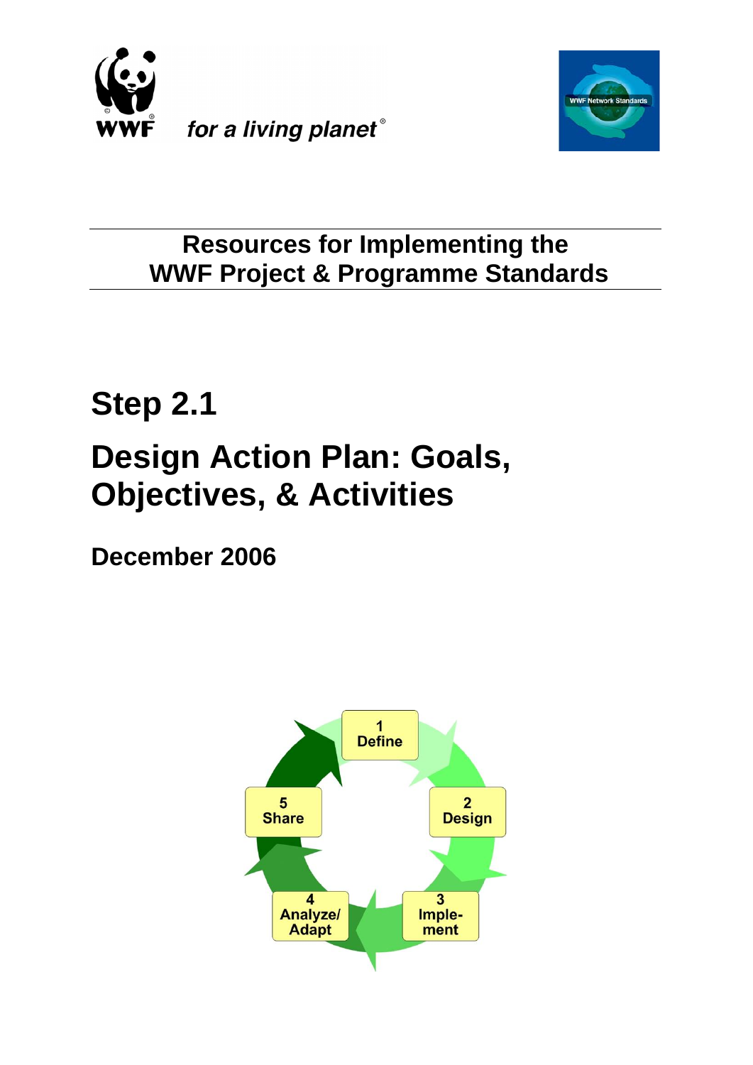WWF for a living planet®

WWF Network Standards

## Resources for Implementing the WWF Project & Programme Standards

# Step 2.1

# Design Action Plan: Goals, Objectives, & Activities

**December 2006**

1 Define

2 Design

3 Imple-ment

4 Analyze/ Adapt

5 Share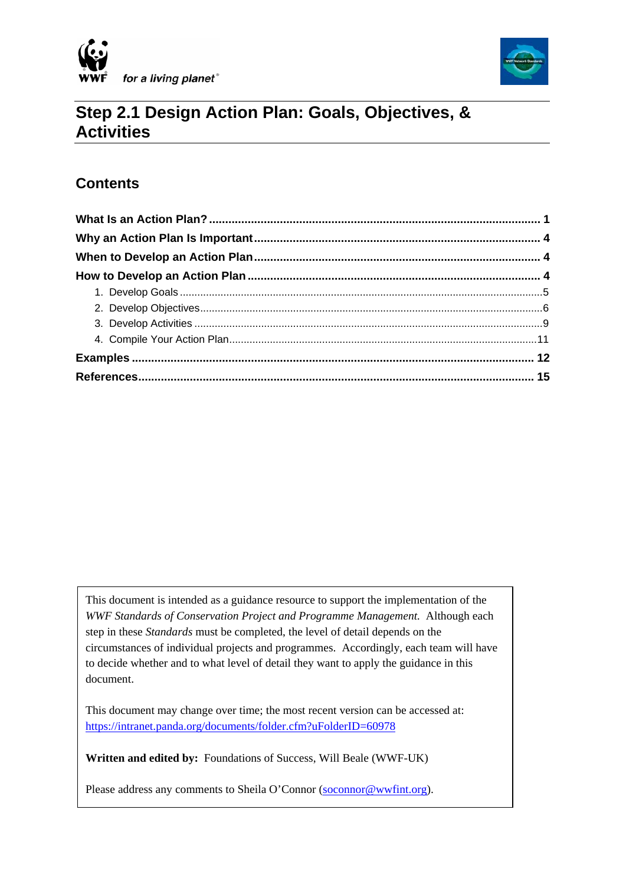# Step 2.1 Design Action Plan: Goals, Objectives, & Activities

## Contents

**What Is an Action Plan?** ..... 1

**Why an Action Plan Is Important** ..... 4

**When to Develop an Action Plan** ..... 4

**How to Develop an Action Plan** ..... 4

1. Develop Goals ..... 5
2. Develop Objectives ..... 6
3. Develop Activities ..... 9
4. Compile Your Action Plan ..... 11

**Examples** ..... 12

**References** ..... 15

This document is intended as a guidance resource to support the implementation of the *WWF Standards of Conservation Project and Programme Management.* Although each step in these *Standards* must be completed, the level of detail depends on the circumstances of individual projects and programmes. Accordingly, each team will have to decide whether and to what level of detail they want to apply the guidance in this document.

This document may change over time; the most recent version can be accessed at: https://intranet.panda.org/documents/folder.cfm?uFolderID=60978

**Written and edited by:** Foundations of Success, Will Beale (WWF-UK)

Please address any comments to Sheila O'Connor (soconnor@wwfint.org).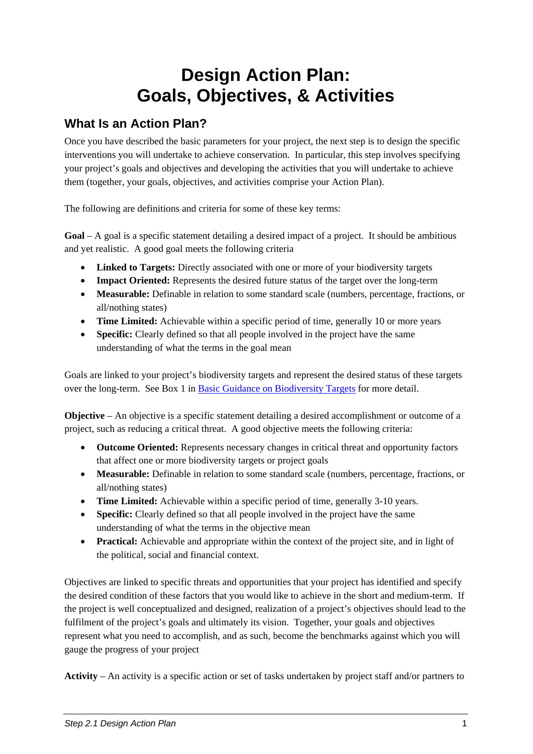# Design Action Plan: Goals, Objectives, & Activities

## What Is an Action Plan?

Once you have described the basic parameters for your project, the next step is to design the specific interventions you will undertake to achieve conservation. In particular, this step involves specifying your project's goals and objectives and developing the activities that you will undertake to achieve them (together, your goals, objectives, and activities comprise your Action Plan).

The following are definitions and criteria for some of these key terms:

**Goal** – A goal is a specific statement detailing a desired impact of a project. It should be ambitious and yet realistic. A good goal meets the following criteria

- **Linked to Targets:** Directly associated with one or more of your biodiversity targets
- **Impact Oriented:** Represents the desired future status of the target over the long-term
- **Measurable:** Definable in relation to some standard scale (numbers, percentage, fractions, or all/nothing states)
- **Time Limited:** Achievable within a specific period of time, generally 10 or more years
- **Specific:** Clearly defined so that all people involved in the project have the same understanding of what the terms in the goal mean

Goals are linked to your project's biodiversity targets and represent the desired status of these targets over the long-term. See Box 1 in [Basic Guidance on Biodiversity Targets] for more detail.

**Objective** – An objective is a specific statement detailing a desired accomplishment or outcome of a project, such as reducing a critical threat. A good objective meets the following criteria:

- **Outcome Oriented:** Represents necessary changes in critical threat and opportunity factors that affect one or more biodiversity targets or project goals
- **Measurable:** Definable in relation to some standard scale (numbers, percentage, fractions, or all/nothing states)
- **Time Limited:** Achievable within a specific period of time, generally 3-10 years.
- **Specific:** Clearly defined so that all people involved in the project have the same understanding of what the terms in the objective mean
- **Practical:** Achievable and appropriate within the context of the project site, and in light of the political, social and financial context.

Objectives are linked to specific threats and opportunities that your project has identified and specify the desired condition of these factors that you would like to achieve in the short and medium-term. If the project is well conceptualized and designed, realization of a project's objectives should lead to the fulfilment of the project's goals and ultimately its vision. Together, your goals and objectives represent what you need to accomplish, and as such, become the benchmarks against which you will gauge the progress of your project

**Activity** – An activity is a specific action or set of tasks undertaken by project staff and/or partners to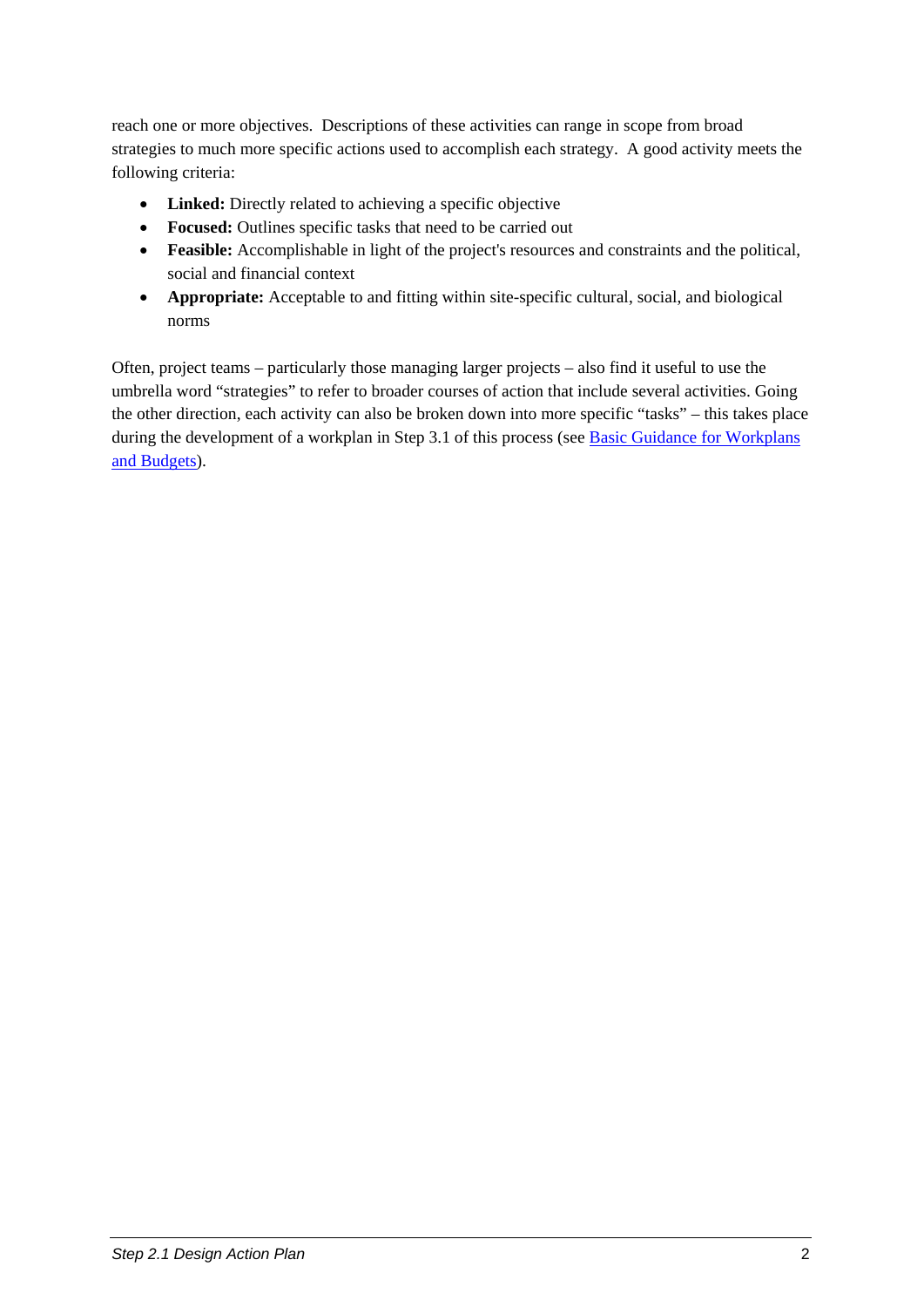reach one or more objectives. Descriptions of these activities can range in scope from broad strategies to much more specific actions used to accomplish each strategy. A good activity meets the following criteria:

- **Linked:** Directly related to achieving a specific objective
- **Focused:** Outlines specific tasks that need to be carried out
- **Feasible:** Accomplishable in light of the project's resources and constraints and the political, social and financial context
- **Appropriate:** Acceptable to and fitting within site-specific cultural, social, and biological norms

Often, project teams – particularly those managing larger projects – also find it useful to use the umbrella word "strategies" to refer to broader courses of action that include several activities. Going the other direction, each activity can also be broken down into more specific "tasks" – this takes place during the development of a workplan in Step 3.1 of this process (see Basic Guidance for Workplans and Budgets).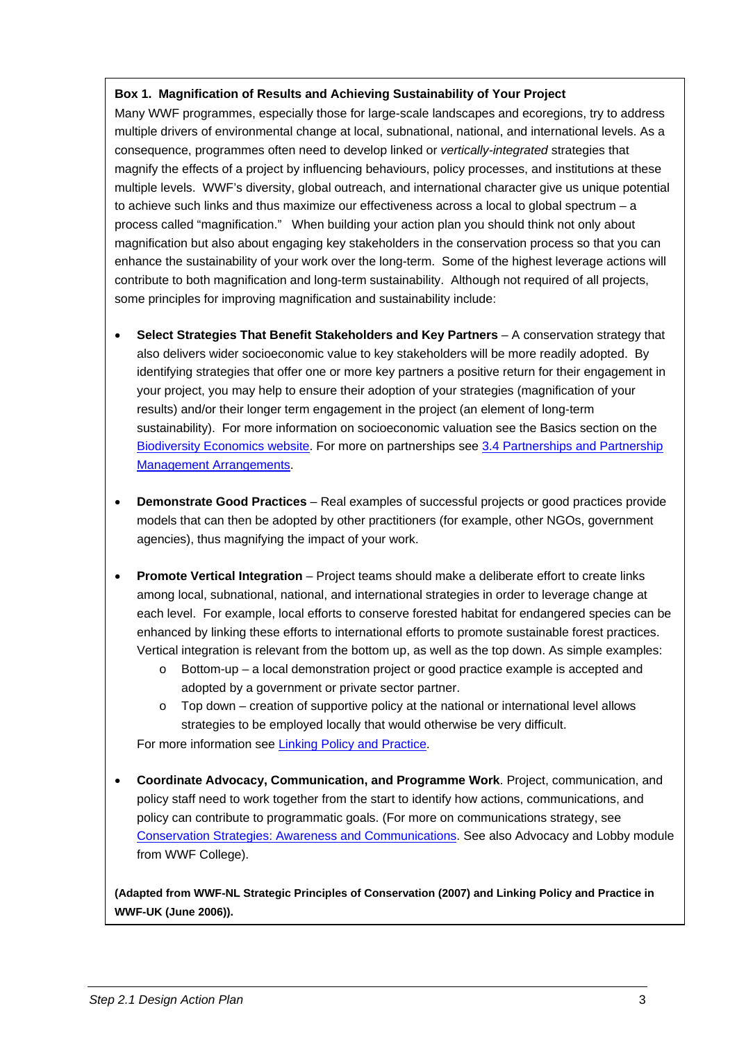**Box 1. Magnification of Results and Achieving Sustainability of Your Project**

Many WWF programmes, especially those for large-scale landscapes and ecoregions, try to address multiple drivers of environmental change at local, subnational, national, and international levels. As a consequence, programmes often need to develop linked or *vertically-integrated* strategies that magnify the effects of a project by influencing behaviours, policy processes, and institutions at these multiple levels. WWF's diversity, global outreach, and international character give us unique potential to achieve such links and thus maximize our effectiveness across a local to global spectrum – a process called "magnification." When building your action plan you should think not only about magnification but also about engaging key stakeholders in the conservation process so that you can enhance the sustainability of your work over the long-term. Some of the highest leverage actions will contribute to both magnification and long-term sustainability. Although not required of all projects, some principles for improving magnification and sustainability include:

- **Select Strategies That Benefit Stakeholders and Key Partners** – A conservation strategy that also delivers wider socioeconomic value to key stakeholders will be more readily adopted. By identifying strategies that offer one or more key partners a positive return for their engagement in your project, you may help to ensure their adoption of your strategies (magnification of your results) and/or their longer term engagement in the project (an element of long-term sustainability). For more information on socioeconomic valuation see the Basics section on the Biodiversity Economics website. For more on partnerships see 3.4 Partnerships and Partnership Management Arrangements.

- **Demonstrate Good Practices** – Real examples of successful projects or good practices provide models that can then be adopted by other practitioners (for example, other NGOs, government agencies), thus magnifying the impact of your work.

- **Promote Vertical Integration** – Project teams should make a deliberate effort to create links among local, subnational, national, and international strategies in order to leverage change at each level. For example, local efforts to conserve forested habitat for endangered species can be enhanced by linking these efforts to international efforts to promote sustainable forest practices. Vertical integration is relevant from the bottom up, as well as the top down. As simple examples:
  - Bottom-up – a local demonstration project or good practice example is accepted and adopted by a government or private sector partner.
  - Top down – creation of supportive policy at the national or international level allows strategies to be employed locally that would otherwise be very difficult.

  For more information see Linking Policy and Practice.

- **Coordinate Advocacy, Communication, and Programme Work**. Project, communication, and policy staff need to work together from the start to identify how actions, communications, and policy can contribute to programmatic goals. (For more on communications strategy, see Conservation Strategies: Awareness and Communications. See also Advocacy and Lobby module from WWF College).

**(Adapted from WWF-NL Strategic Principles of Conservation (2007) and Linking Policy and Practice in WWF-UK (June 2006)).**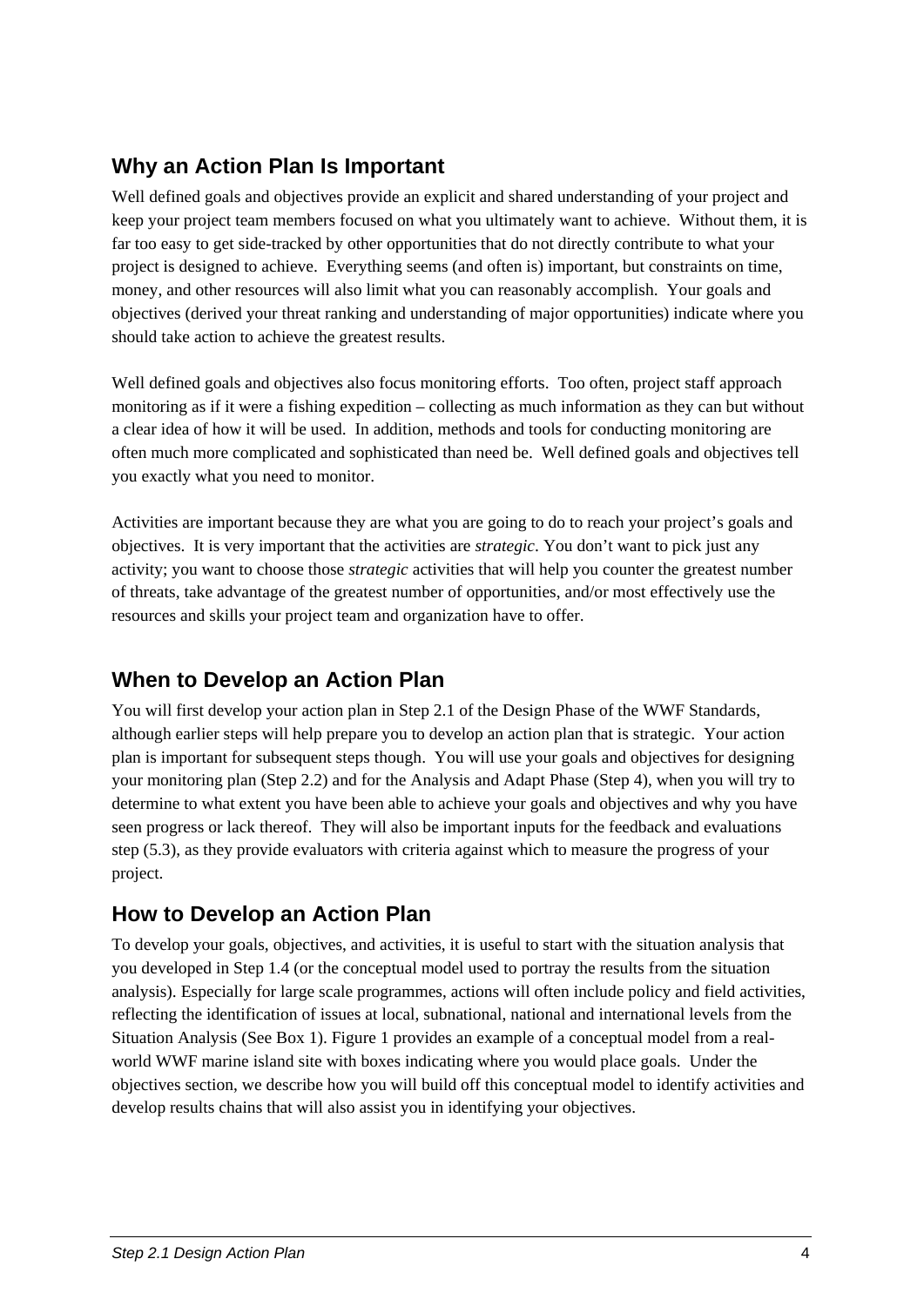## Why an Action Plan Is Important

Well defined goals and objectives provide an explicit and shared understanding of your project and keep your project team members focused on what you ultimately want to achieve. Without them, it is far too easy to get side-tracked by other opportunities that do not directly contribute to what your project is designed to achieve. Everything seems (and often is) important, but constraints on time, money, and other resources will also limit what you can reasonably accomplish. Your goals and objectives (derived your threat ranking and understanding of major opportunities) indicate where you should take action to achieve the greatest results.

Well defined goals and objectives also focus monitoring efforts. Too often, project staff approach monitoring as if it were a fishing expedition – collecting as much information as they can but without a clear idea of how it will be used. In addition, methods and tools for conducting monitoring are often much more complicated and sophisticated than need be. Well defined goals and objectives tell you exactly what you need to monitor.

Activities are important because they are what you are going to do to reach your project's goals and objectives. It is very important that the activities are *strategic*. You don't want to pick just any activity; you want to choose those *strategic* activities that will help you counter the greatest number of threats, take advantage of the greatest number of opportunities, and/or most effectively use the resources and skills your project team and organization have to offer.

## When to Develop an Action Plan

You will first develop your action plan in Step 2.1 of the Design Phase of the WWF Standards, although earlier steps will help prepare you to develop an action plan that is strategic. Your action plan is important for subsequent steps though. You will use your goals and objectives for designing your monitoring plan (Step 2.2) and for the Analysis and Adapt Phase (Step 4), when you will try to determine to what extent you have been able to achieve your goals and objectives and why you have seen progress or lack thereof. They will also be important inputs for the feedback and evaluations step (5.3), as they provide evaluators with criteria against which to measure the progress of your project.

## How to Develop an Action Plan

To develop your goals, objectives, and activities, it is useful to start with the situation analysis that you developed in Step 1.4 (or the conceptual model used to portray the results from the situation analysis). Especially for large scale programmes, actions will often include policy and field activities, reflecting the identification of issues at local, subnational, national and international levels from the Situation Analysis (See Box 1). Figure 1 provides an example of a conceptual model from a real-world WWF marine island site with boxes indicating where you would place goals. Under the objectives section, we describe how you will build off this conceptual model to identify activities and develop results chains that will also assist you in identifying your objectives.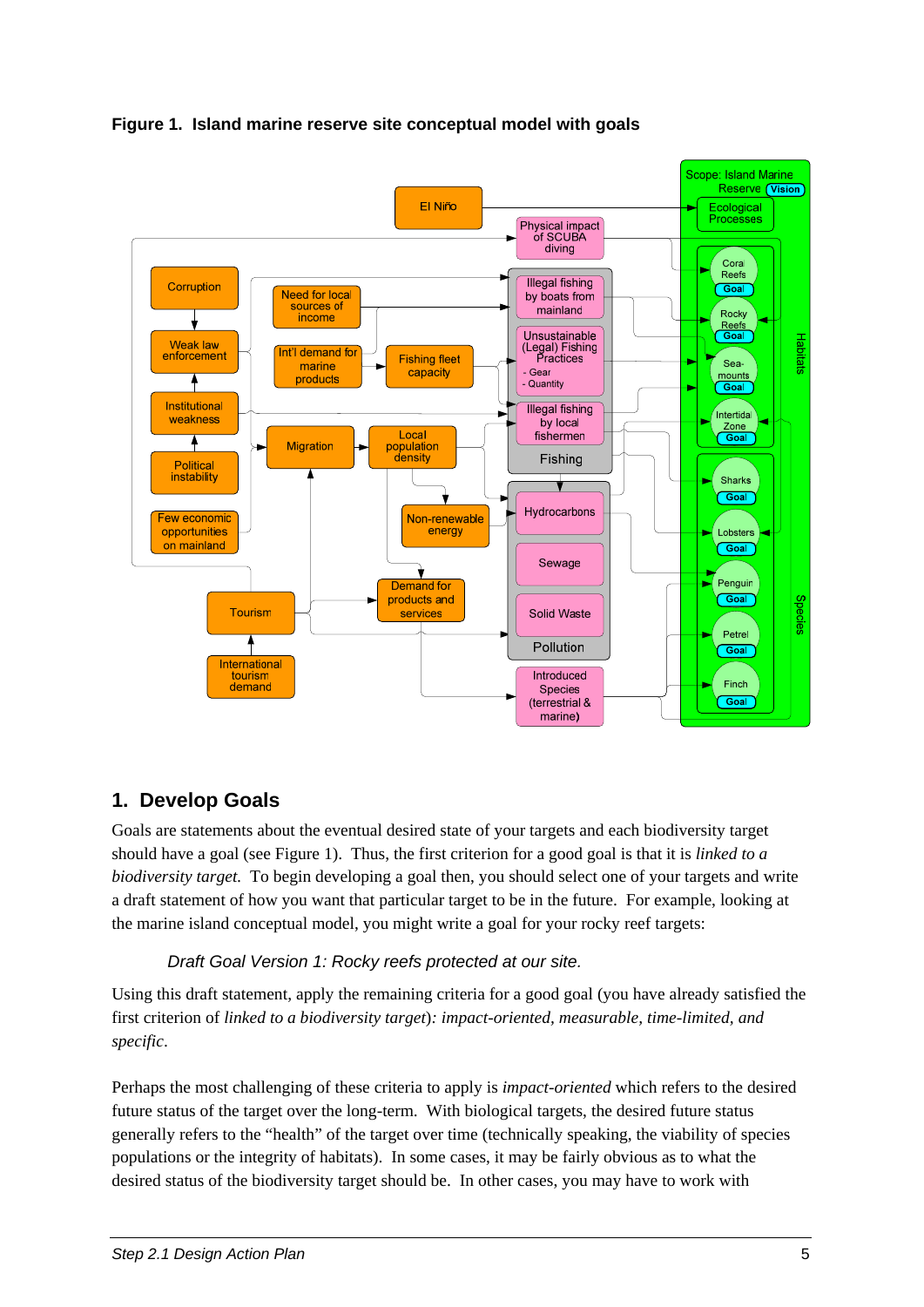**Figure 1. Island marine reserve site conceptual model with goals**

## 1. Develop Goals

Goals are statements about the eventual desired state of your targets and each biodiversity target should have a goal (see Figure 1). Thus, the first criterion for a good goal is that it is *linked to a biodiversity target.* To begin developing a goal then, you should select one of your targets and write a draft statement of how you want that particular target to be in the future. For example, looking at the marine island conceptual model, you might write a goal for your rocky reef targets:

*Draft Goal Version 1: Rocky reefs protected at our site.*

Using this draft statement, apply the remaining criteria for a good goal (you have already satisfied the first criterion of *linked to a biodiversity target*): *impact-oriented, measurable, time-limited, and specific*.

Perhaps the most challenging of these criteria to apply is *impact-oriented* which refers to the desired future status of the target over the long-term. With biological targets, the desired future status generally refers to the "health" of the target over time (technically speaking, the viability of species populations or the integrity of habitats). In some cases, it may be fairly obvious as to what the desired status of the biodiversity target should be. In other cases, you may have to work with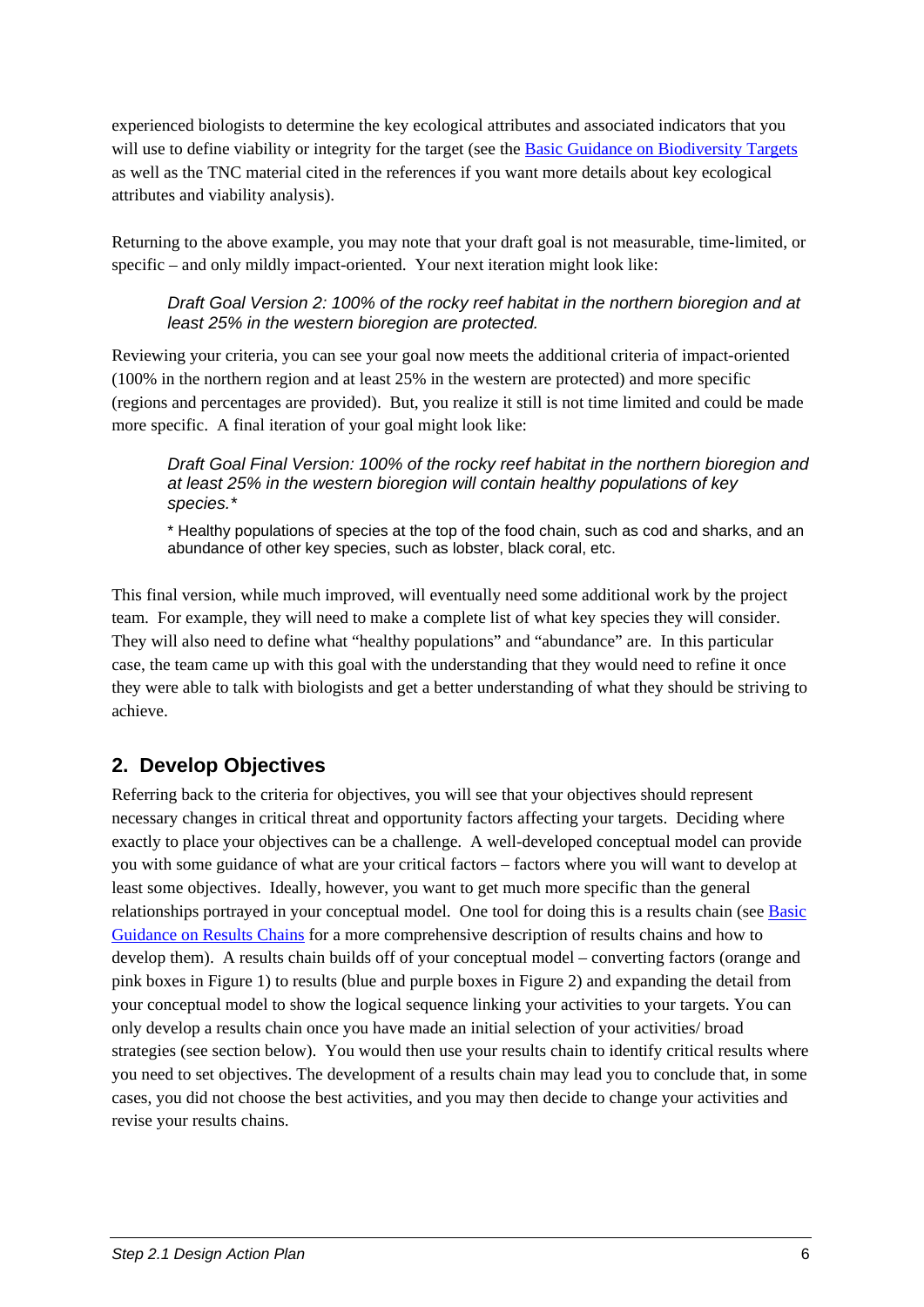experienced biologists to determine the key ecological attributes and associated indicators that you will use to define viability or integrity for the target (see the [Basic Guidance on Biodiversity Targets]() as well as the TNC material cited in the references if you want more details about key ecological attributes and viability analysis).

Returning to the above example, you may note that your draft goal is not measurable, time-limited, or specific – and only mildly impact-oriented. Your next iteration might look like:

> *Draft Goal Version 2: 100% of the rocky reef habitat in the northern bioregion and at least 25% in the western bioregion are protected.*

Reviewing your criteria, you can see your goal now meets the additional criteria of impact-oriented (100% in the northern region and at least 25% in the western are protected) and more specific (regions and percentages are provided). But, you realize it still is not time limited and could be made more specific. A final iteration of your goal might look like:

> *Draft Goal Final Version: 100% of the rocky reef habitat in the northern bioregion and at least 25% in the western bioregion will contain healthy populations of key species.**
>
> * Healthy populations of species at the top of the food chain, such as cod and sharks, and an abundance of other key species, such as lobster, black coral, etc.

This final version, while much improved, will eventually need some additional work by the project team. For example, they will need to make a complete list of what key species they will consider. They will also need to define what "healthy populations" and "abundance" are. In this particular case, the team came up with this goal with the understanding that they would need to refine it once they were able to talk with biologists and get a better understanding of what they should be striving to achieve.

## 2. Develop Objectives

Referring back to the criteria for objectives, you will see that your objectives should represent necessary changes in critical threat and opportunity factors affecting your targets. Deciding where exactly to place your objectives can be a challenge. A well-developed conceptual model can provide you with some guidance of what are your critical factors – factors where you will want to develop at least some objectives. Ideally, however, you want to get much more specific than the general relationships portrayed in your conceptual model. One tool for doing this is a results chain (see [Basic Guidance on Results Chains]() for a more comprehensive description of results chains and how to develop them). A results chain builds off of your conceptual model – converting factors (orange and pink boxes in Figure 1) to results (blue and purple boxes in Figure 2) and expanding the detail from your conceptual model to show the logical sequence linking your activities to your targets. You can only develop a results chain once you have made an initial selection of your activities/ broad strategies (see section below). You would then use your results chain to identify critical results where you need to set objectives. The development of a results chain may lead you to conclude that, in some cases, you did not choose the best activities, and you may then decide to change your activities and revise your results chains.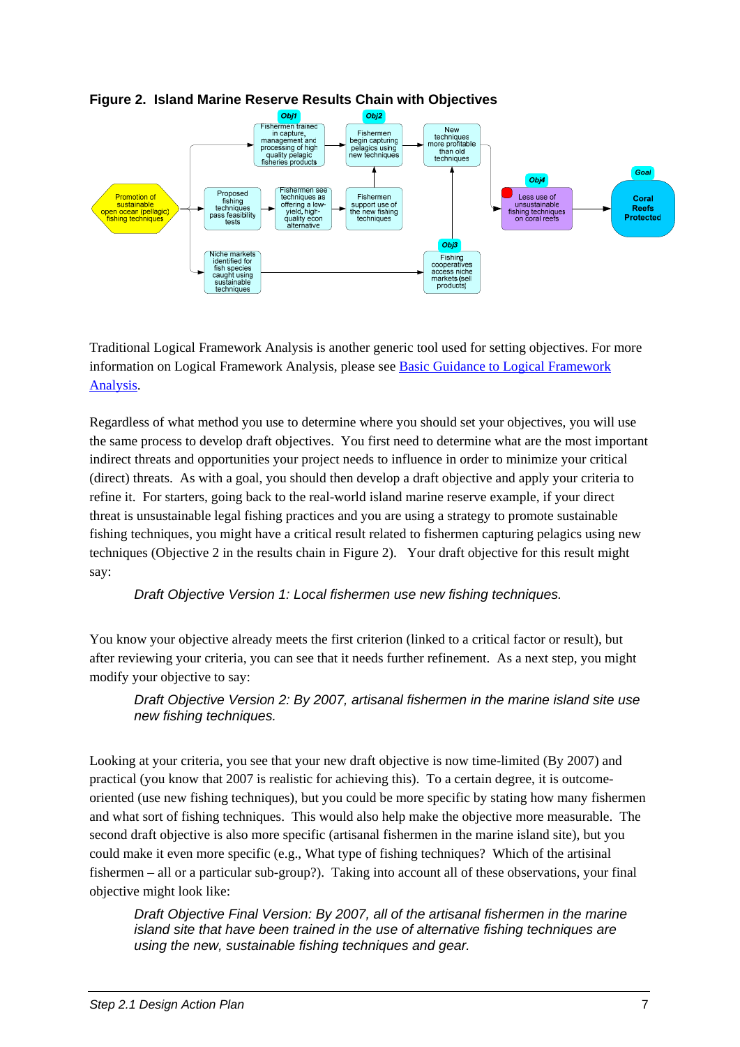**Figure 2. Island Marine Reserve Results Chain with Objectives**

Traditional Logical Framework Analysis is another generic tool used for setting objectives. For more information on Logical Framework Analysis, please see [Basic Guidance to Logical Framework Analysis](Basic Guidance to Logical Framework Analysis).

Regardless of what method you use to determine where you should set your objectives, you will use the same process to develop draft objectives. You first need to determine what are the most important indirect threats and opportunities your project needs to influence in order to minimize your critical (direct) threats. As with a goal, you should then develop a draft objective and apply your criteria to refine it. For starters, going back to the real-world island marine reserve example, if your direct threat is unsustainable legal fishing practices and you are using a strategy to promote sustainable fishing techniques, you might have a critical result related to fishermen capturing pelagics using new techniques (Objective 2 in the results chain in Figure 2). Your draft objective for this result might say:

> *Draft Objective Version 1: Local fishermen use new fishing techniques.*

You know your objective already meets the first criterion (linked to a critical factor or result), but after reviewing your criteria, you can see that it needs further refinement. As a next step, you might modify your objective to say:

> *Draft Objective Version 2: By 2007, artisanal fishermen in the marine island site use new fishing techniques.*

Looking at your criteria, you see that your new draft objective is now time-limited (By 2007) and practical (you know that 2007 is realistic for achieving this). To a certain degree, it is outcome-oriented (use new fishing techniques), but you could be more specific by stating how many fishermen and what sort of fishing techniques. This would also help make the objective more measurable. The second draft objective is also more specific (artisanal fishermen in the marine island site), but you could make it even more specific (e.g., What type of fishing techniques? Which of the artisinal fishermen – all or a particular sub-group?). Taking into account all of these observations, your final objective might look like:

> *Draft Objective Final Version: By 2007, all of the artisanal fishermen in the marine island site that have been trained in the use of alternative fishing techniques are using the new, sustainable fishing techniques and gear.*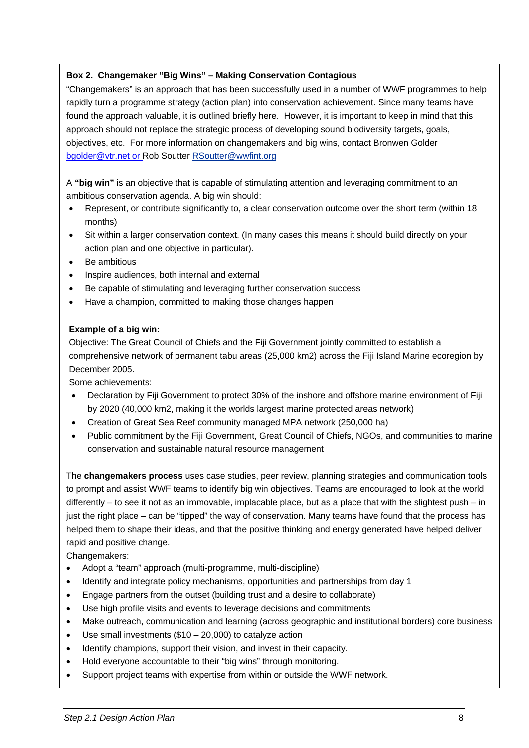**Box 2. Changemaker "Big Wins" – Making Conservation Contagious**

"Changemakers" is an approach that has been successfully used in a number of WWF programmes to help rapidly turn a programme strategy (action plan) into conservation achievement. Since many teams have found the approach valuable, it is outlined briefly here. However, it is important to keep in mind that this approach should not replace the strategic process of developing sound biodiversity targets, goals, objectives, etc. For more information on changemakers and big wins, contact Bronwen Golder bgolder@vtr.net or Rob Soutter RSoutter@wwfint.org

A **"big win"** is an objective that is capable of stimulating attention and leveraging commitment to an ambitious conservation agenda. A big win should:

- Represent, or contribute significantly to, a clear conservation outcome over the short term (within 18 months)
- Sit within a larger conservation context. (In many cases this means it should build directly on your action plan and one objective in particular).
- Be ambitious
- Inspire audiences, both internal and external
- Be capable of stimulating and leveraging further conservation success
- Have a champion, committed to making those changes happen

**Example of a big win:**

Objective: The Great Council of Chiefs and the Fiji Government jointly committed to establish a comprehensive network of permanent tabu areas (25,000 km2) across the Fiji Island Marine ecoregion by December 2005.

Some achievements:

- Declaration by Fiji Government to protect 30% of the inshore and offshore marine environment of Fiji by 2020 (40,000 km2, making it the worlds largest marine protected areas network)
- Creation of Great Sea Reef community managed MPA network (250,000 ha)
- Public commitment by the Fiji Government, Great Council of Chiefs, NGOs, and communities to marine conservation and sustainable natural resource management

The **changemakers process** uses case studies, peer review, planning strategies and communication tools to prompt and assist WWF teams to identify big win objectives. Teams are encouraged to look at the world differently – to see it not as an immovable, implacable place, but as a place that with the slightest push – in just the right place – can be "tipped" the way of conservation. Many teams have found that the process has helped them to shape their ideas, and that the positive thinking and energy generated have helped deliver rapid and positive change.

Changemakers:

- Adopt a "team" approach (multi-programme, multi-discipline)
- Identify and integrate policy mechanisms, opportunities and partnerships from day 1
- Engage partners from the outset (building trust and a desire to collaborate)
- Use high profile visits and events to leverage decisions and commitments
- Make outreach, communication and learning (across geographic and institutional borders) core business
- Use small investments ($10 – 20,000) to catalyze action
- Identify champions, support their vision, and invest in their capacity.
- Hold everyone accountable to their "big wins" through monitoring.
- Support project teams with expertise from within or outside the WWF network.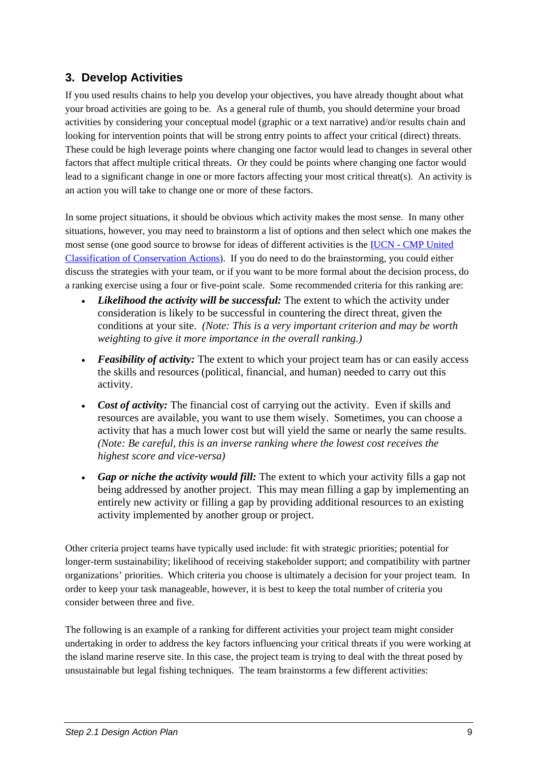## 3. Develop Activities

If you used results chains to help you develop your objectives, you have already thought about what your broad activities are going to be. As a general rule of thumb, you should determine your broad activities by considering your conceptual model (graphic or a text narrative) and/or results chain and looking for intervention points that will be strong entry points to affect your critical (direct) threats. These could be high leverage points where changing one factor would lead to changes in several other factors that affect multiple critical threats. Or they could be points where changing one factor would lead to a significant change in one or more factors affecting your most critical threat(s). An activity is an action you will take to change one or more of these factors.

In some project situations, it should be obvious which activity makes the most sense. In many other situations, however, you may need to brainstorm a list of options and then select which one makes the most sense (one good source to browse for ideas of different activities is the [IUCN - CMP United Classification of Conservation Actions]). If you do need to do the brainstorming, you could either discuss the strategies with your team, or if you want to be more formal about the decision process, do a ranking exercise using a four or five-point scale. Some recommended criteria for this ranking are:

- ***Likelihood the activity will be successful:*** The extent to which the activity under consideration is likely to be successful in countering the direct threat, given the conditions at your site. *(Note: This is a very important criterion and may be worth weighting to give it more importance in the overall ranking.)*

- ***Feasibility of activity:*** The extent to which your project team has or can easily access the skills and resources (political, financial, and human) needed to carry out this activity.

- ***Cost of activity:*** The financial cost of carrying out the activity. Even if skills and resources are available, you want to use them wisely. Sometimes, you can choose a activity that has a much lower cost but will yield the same or nearly the same results. *(Note: Be careful, this is an inverse ranking where the lowest cost receives the highest score and vice-versa)*

- ***Gap or niche the activity would fill:*** The extent to which your activity fills a gap not being addressed by another project. This may mean filling a gap by implementing an entirely new activity or filling a gap by providing additional resources to an existing activity implemented by another group or project.

Other criteria project teams have typically used include: fit with strategic priorities; potential for longer-term sustainability; likelihood of receiving stakeholder support; and compatibility with partner organizations' priorities. Which criteria you choose is ultimately a decision for your project team. In order to keep your task manageable, however, it is best to keep the total number of criteria you consider between three and five.

The following is an example of a ranking for different activities your project team might consider undertaking in order to address the key factors influencing your critical threats if you were working at the island marine reserve site. In this case, the project team is trying to deal with the threat posed by unsustainable but legal fishing techniques. The team brainstorms a few different activities: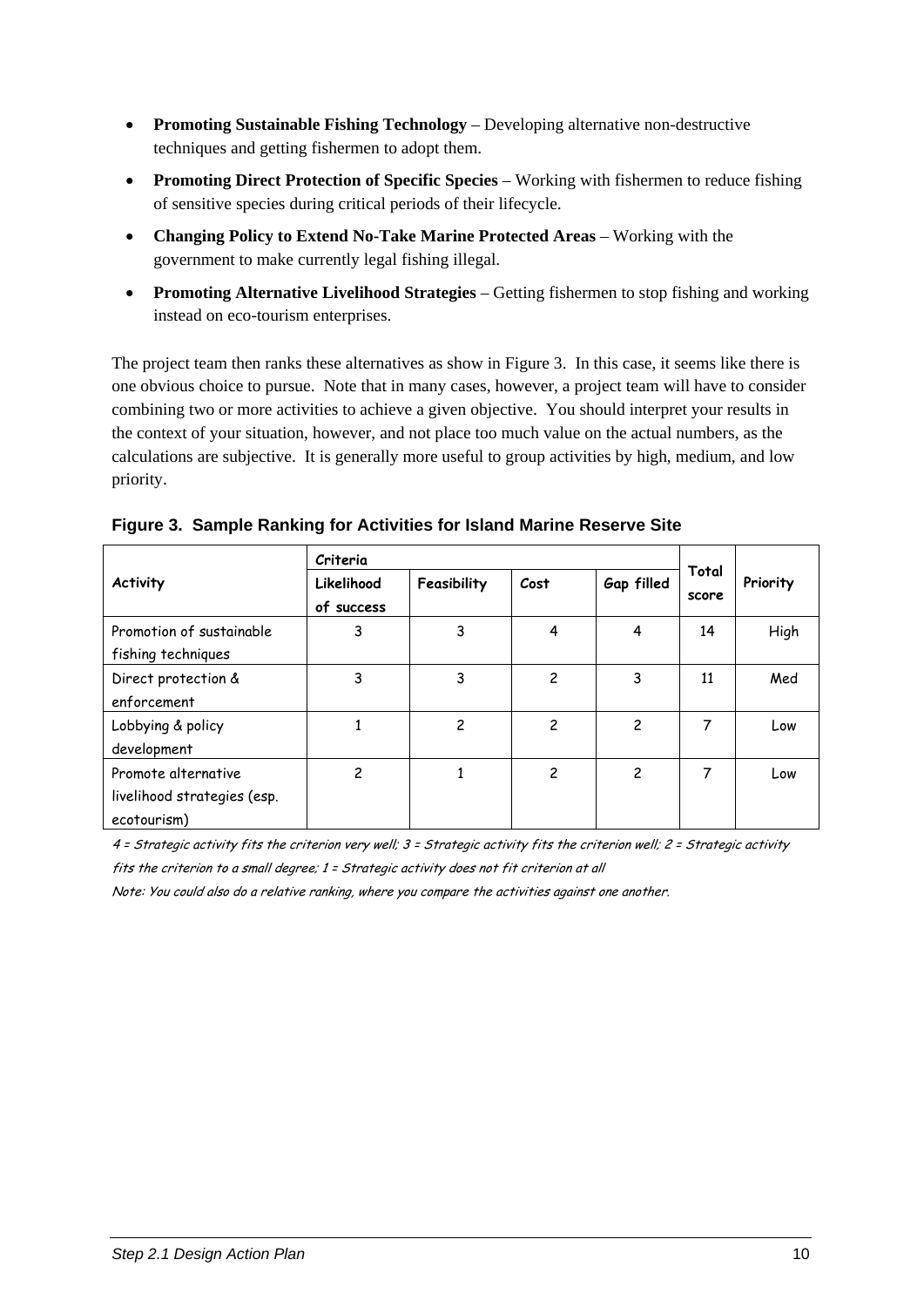- **Promoting Sustainable Fishing Technology** – Developing alternative non-destructive techniques and getting fishermen to adopt them.
- **Promoting Direct Protection of Specific Species** – Working with fishermen to reduce fishing of sensitive species during critical periods of their lifecycle.
- **Changing Policy to Extend No-Take Marine Protected Areas** – Working with the government to make currently legal fishing illegal.
- **Promoting Alternative Livelihood Strategies** – Getting fishermen to stop fishing and working instead on eco-tourism enterprises.

The project team then ranks these alternatives as show in Figure 3. In this case, it seems like there is one obvious choice to pursue. Note that in many cases, however, a project team will have to consider combining two or more activities to achieve a given objective. You should interpret your results in the context of your situation, however, and not place too much value on the actual numbers, as the calculations are subjective. It is generally more useful to group activities by high, medium, and low priority.

**Figure 3. Sample Ranking for Activities for Island Marine Reserve Site**

| Activity | Criteria | | | | Total score | Priority |
|---|---|---|---|---|---|---|
| | Likelihood of success | Feasibility | Cost | Gap filled | | |
| Promotion of sustainable fishing techniques | 3 | 3 | 4 | 4 | 14 | High |
| Direct protection & enforcement | 3 | 3 | 2 | 3 | 11 | Med |
| Lobbying & policy development | 1 | 2 | 2 | 2 | 7 | Low |
| Promote alternative livelihood strategies (esp. ecotourism) | 2 | 1 | 2 | 2 | 7 | Low |

*4 = Strategic activity fits the criterion very well; 3 = Strategic activity fits the criterion well; 2 = Strategic activity fits the criterion to a small degree; 1 = Strategic activity does not fit criterion at all*

*Note: You could also do a relative ranking, where you compare the activities against one another.*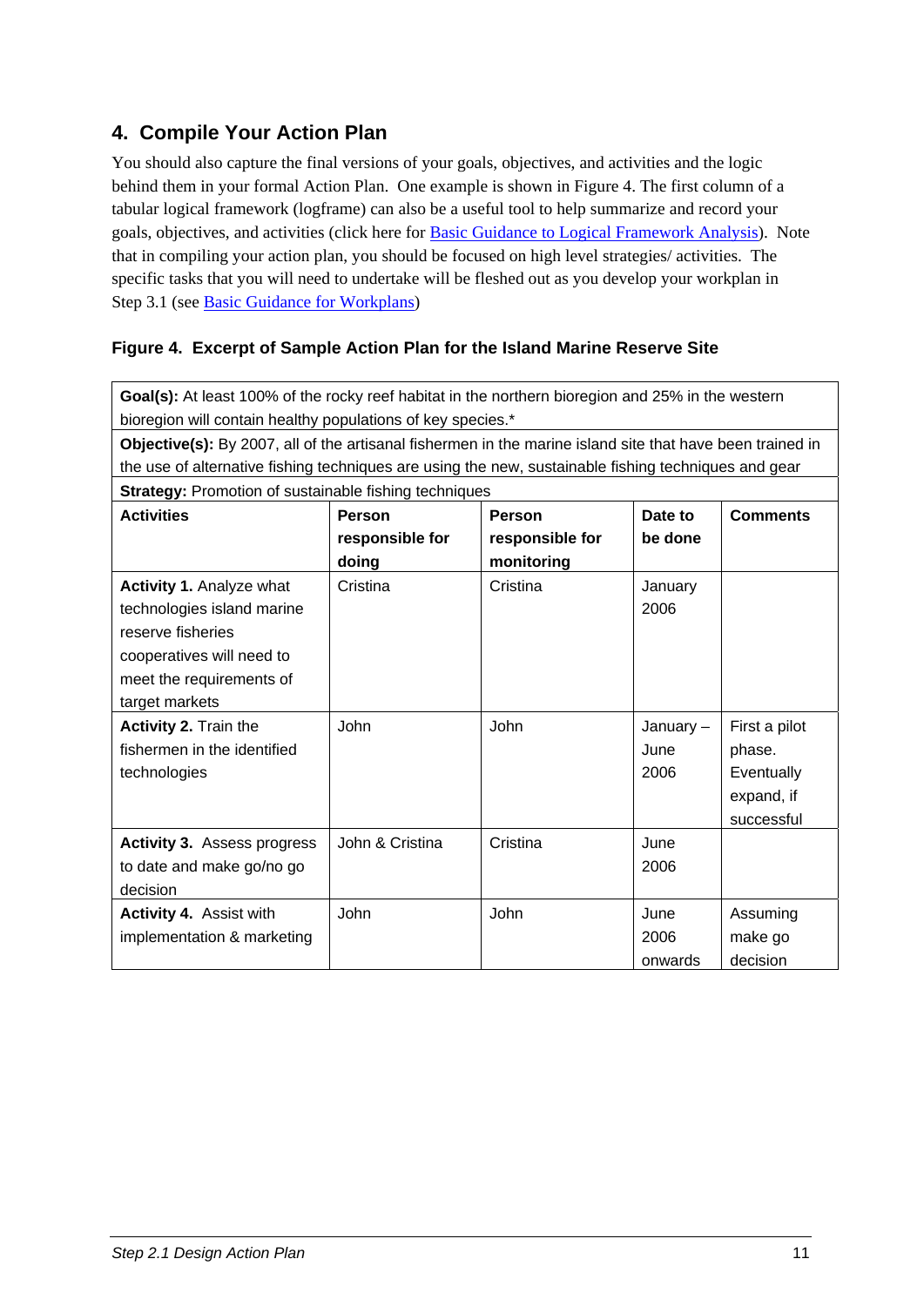## 4. Compile Your Action Plan

You should also capture the final versions of your goals, objectives, and activities and the logic behind them in your formal Action Plan. One example is shown in Figure 4. The first column of a tabular logical framework (logframe) can also be a useful tool to help summarize and record your goals, objectives, and activities (click here for [Basic Guidance to Logical Framework Analysis]). Note that in compiling your action plan, you should be focused on high level strategies/ activities. The specific tasks that you will need to undertake will be fleshed out as you develop your workplan in Step 3.1 (see [Basic Guidance for Workplans])

### Figure 4. Excerpt of Sample Action Plan for the Island Marine Reserve Site

| **Goal(s):** At least 100% of the rocky reef habitat in the northern bioregion and 25% in the western bioregion will contain healthy populations of key species.* | | | | |
|---|---|---|---|---|
| **Objective(s):** By 2007, all of the artisanal fishermen in the marine island site that have been trained in the use of alternative fishing techniques are using the new, sustainable fishing techniques and gear | | | | |
| **Strategy:** Promotion of sustainable fishing techniques | | | | |
| **Activities** | **Person responsible for doing** | **Person responsible for monitoring** | **Date to be done** | **Comments** |
| **Activity 1.** Analyze what technologies island marine reserve fisheries cooperatives will need to meet the requirements of target markets | Cristina | Cristina | January 2006 | |
| **Activity 2.** Train the fishermen in the identified technologies | John | John | January – June 2006 | First a pilot phase. Eventually expand, if successful |
| **Activity 3.** Assess progress to date and make go/no go decision | John & Cristina | Cristina | June 2006 | |
| **Activity 4.** Assist with implementation & marketing | John | John | June 2006 onwards | Assuming make go decision |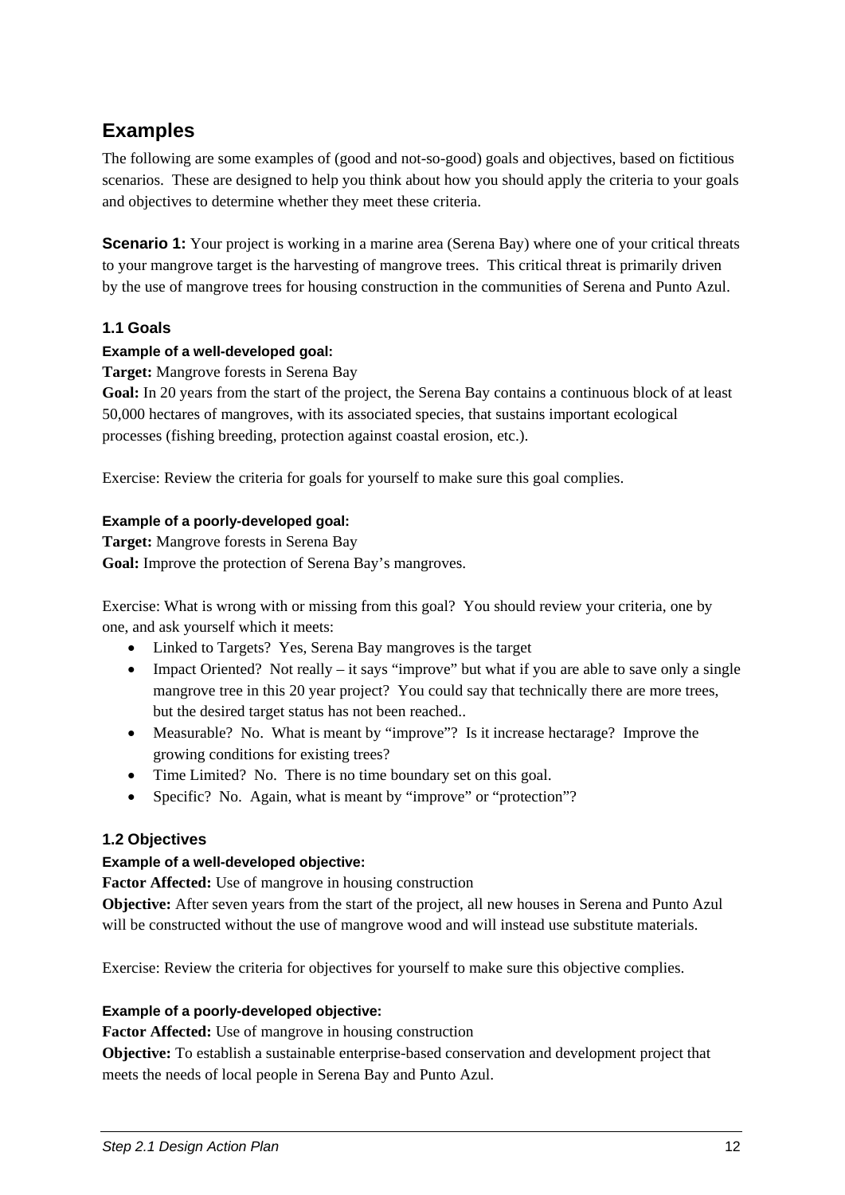## Examples

The following are some examples of (good and not-so-good) goals and objectives, based on fictitious scenarios. These are designed to help you think about how you should apply the criteria to your goals and objectives to determine whether they meet these criteria.

**Scenario 1:** Your project is working in a marine area (Serena Bay) where one of your critical threats to your mangrove target is the harvesting of mangrove trees. This critical threat is primarily driven by the use of mangrove trees for housing construction in the communities of Serena and Punto Azul.

### 1.1 Goals

#### Example of a well-developed goal:

**Target:** Mangrove forests in Serena Bay

**Goal:** In 20 years from the start of the project, the Serena Bay contains a continuous block of at least 50,000 hectares of mangroves, with its associated species, that sustains important ecological processes (fishing breeding, protection against coastal erosion, etc.).

Exercise: Review the criteria for goals for yourself to make sure this goal complies.

#### Example of a poorly-developed goal:

**Target:** Mangrove forests in Serena Bay

**Goal:** Improve the protection of Serena Bay's mangroves.

Exercise: What is wrong with or missing from this goal? You should review your criteria, one by one, and ask yourself which it meets:

- Linked to Targets? Yes, Serena Bay mangroves is the target
- Impact Oriented? Not really – it says "improve" but what if you are able to save only a single mangrove tree in this 20 year project? You could say that technically there are more trees, but the desired target status has not been reached..
- Measurable? No. What is meant by "improve"? Is it increase hectarage? Improve the growing conditions for existing trees?
- Time Limited? No. There is no time boundary set on this goal.
- Specific? No. Again, what is meant by "improve" or "protection"?

### 1.2 Objectives

#### Example of a well-developed objective:

**Factor Affected:** Use of mangrove in housing construction

**Objective:** After seven years from the start of the project, all new houses in Serena and Punto Azul will be constructed without the use of mangrove wood and will instead use substitute materials.

Exercise: Review the criteria for objectives for yourself to make sure this objective complies.

#### Example of a poorly-developed objective:

**Factor Affected:** Use of mangrove in housing construction

**Objective:** To establish a sustainable enterprise-based conservation and development project that meets the needs of local people in Serena Bay and Punto Azul.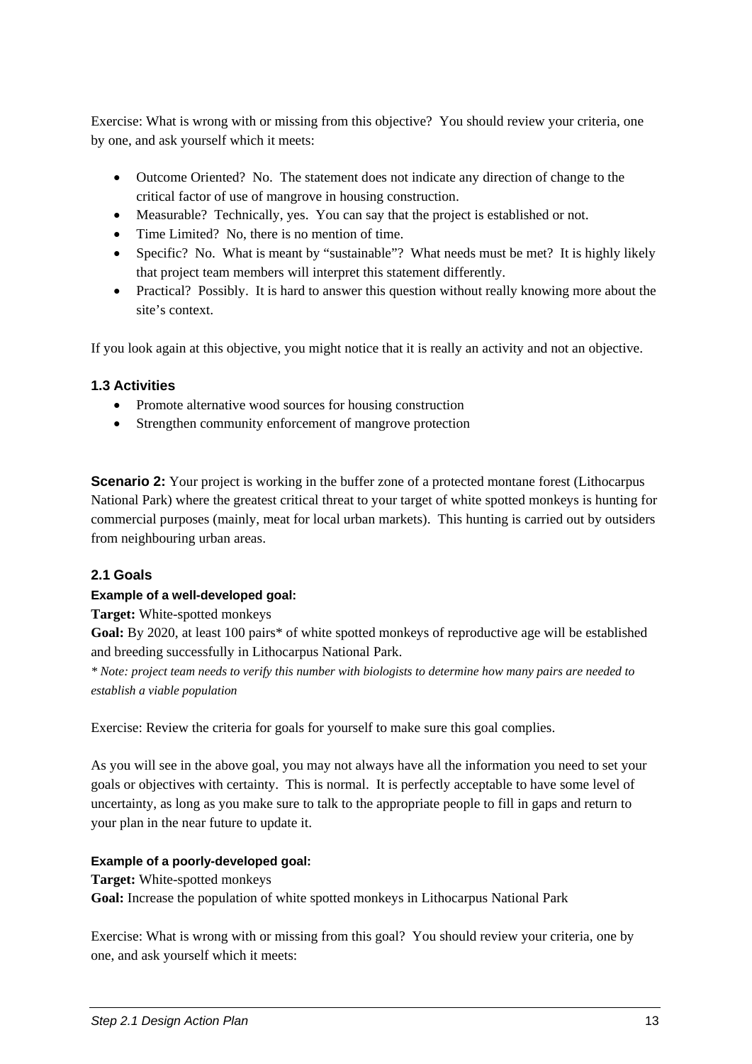Exercise: What is wrong with or missing from this objective? You should review your criteria, one by one, and ask yourself which it meets:

- Outcome Oriented? No. The statement does not indicate any direction of change to the critical factor of use of mangrove in housing construction.
- Measurable? Technically, yes. You can say that the project is established or not.
- Time Limited? No, there is no mention of time.
- Specific? No. What is meant by "sustainable"? What needs must be met? It is highly likely that project team members will interpret this statement differently.
- Practical? Possibly. It is hard to answer this question without really knowing more about the site's context.

If you look again at this objective, you might notice that it is really an activity and not an objective.

### 1.3 Activities

- Promote alternative wood sources for housing construction
- Strengthen community enforcement of mangrove protection

**Scenario 2:** Your project is working in the buffer zone of a protected montane forest (Lithocarpus National Park) where the greatest critical threat to your target of white spotted monkeys is hunting for commercial purposes (mainly, meat for local urban markets). This hunting is carried out by outsiders from neighbouring urban areas.

### 2.1 Goals

#### Example of a well-developed goal:

**Target:** White-spotted monkeys

**Goal:** By 2020, at least 100 pairs* of white spotted monkeys of reproductive age will be established and breeding successfully in Lithocarpus National Park.

*\* Note: project team needs to verify this number with biologists to determine how many pairs are needed to establish a viable population*

Exercise: Review the criteria for goals for yourself to make sure this goal complies.

As you will see in the above goal, you may not always have all the information you need to set your goals or objectives with certainty. This is normal. It is perfectly acceptable to have some level of uncertainty, as long as you make sure to talk to the appropriate people to fill in gaps and return to your plan in the near future to update it.

#### Example of a poorly-developed goal:

**Target:** White-spotted monkeys

**Goal:** Increase the population of white spotted monkeys in Lithocarpus National Park

Exercise: What is wrong with or missing from this goal? You should review your criteria, one by one, and ask yourself which it meets: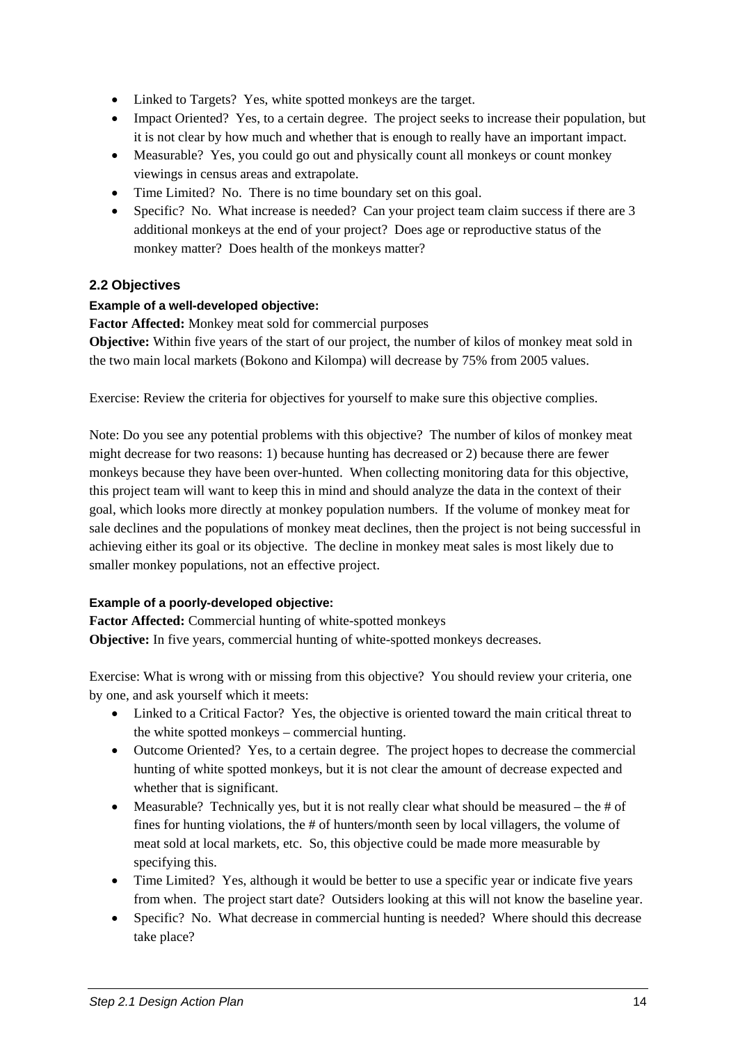- Linked to Targets? Yes, white spotted monkeys are the target.
- Impact Oriented? Yes, to a certain degree. The project seeks to increase their population, but it is not clear by how much and whether that is enough to really have an important impact.
- Measurable? Yes, you could go out and physically count all monkeys or count monkey viewings in census areas and extrapolate.
- Time Limited? No. There is no time boundary set on this goal.
- Specific? No. What increase is needed? Can your project team claim success if there are 3 additional monkeys at the end of your project? Does age or reproductive status of the monkey matter? Does health of the monkeys matter?

### 2.2 Objectives

#### Example of a well-developed objective:

**Factor Affected:** Monkey meat sold for commercial purposes

**Objective:** Within five years of the start of our project, the number of kilos of monkey meat sold in the two main local markets (Bokono and Kilompa) will decrease by 75% from 2005 values.

Exercise: Review the criteria for objectives for yourself to make sure this objective complies.

Note: Do you see any potential problems with this objective? The number of kilos of monkey meat might decrease for two reasons: 1) because hunting has decreased or 2) because there are fewer monkeys because they have been over-hunted. When collecting monitoring data for this objective, this project team will want to keep this in mind and should analyze the data in the context of their goal, which looks more directly at monkey population numbers. If the volume of monkey meat for sale declines and the populations of monkey meat declines, then the project is not being successful in achieving either its goal or its objective. The decline in monkey meat sales is most likely due to smaller monkey populations, not an effective project.

#### Example of a poorly-developed objective:

**Factor Affected:** Commercial hunting of white-spotted monkeys

**Objective:** In five years, commercial hunting of white-spotted monkeys decreases.

Exercise: What is wrong with or missing from this objective? You should review your criteria, one by one, and ask yourself which it meets:

- Linked to a Critical Factor? Yes, the objective is oriented toward the main critical threat to the white spotted monkeys – commercial hunting.
- Outcome Oriented? Yes, to a certain degree. The project hopes to decrease the commercial hunting of white spotted monkeys, but it is not clear the amount of decrease expected and whether that is significant.
- Measurable? Technically yes, but it is not really clear what should be measured – the # of fines for hunting violations, the # of hunters/month seen by local villagers, the volume of meat sold at local markets, etc. So, this objective could be made more measurable by specifying this.
- Time Limited? Yes, although it would be better to use a specific year or indicate five years from when. The project start date? Outsiders looking at this will not know the baseline year.
- Specific? No. What decrease in commercial hunting is needed? Where should this decrease take place?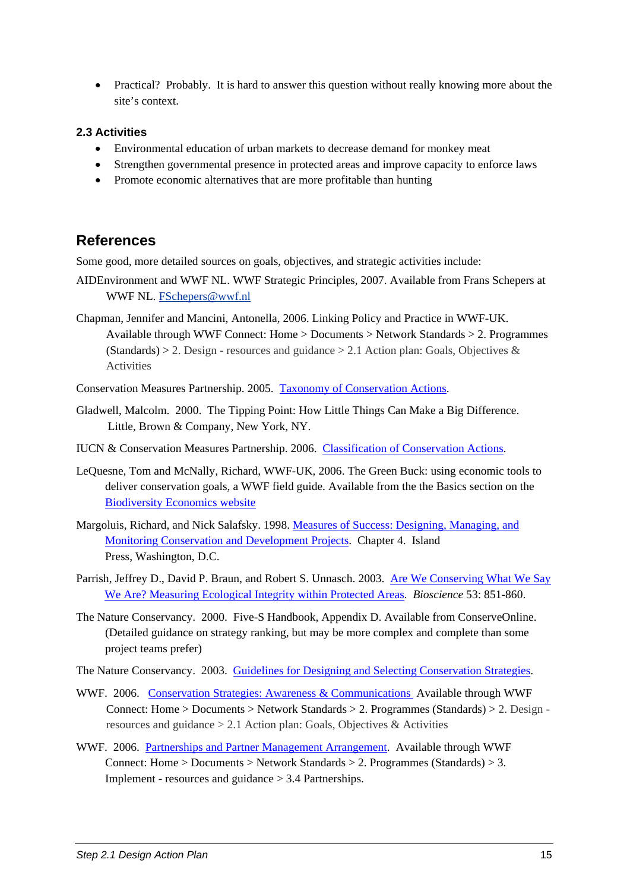- Practical? Probably. It is hard to answer this question without really knowing more about the site's context.

### 2.3 Activities

- Environmental education of urban markets to decrease demand for monkey meat
- Strengthen governmental presence in protected areas and improve capacity to enforce laws
- Promote economic alternatives that are more profitable than hunting

## References

Some good, more detailed sources on goals, objectives, and strategic activities include:

AIDEnvironment and WWF NL. WWF Strategic Principles, 2007. Available from Frans Schepers at WWF NL. FSchepers@wwf.nl

Chapman, Jennifer and Mancini, Antonella, 2006. Linking Policy and Practice in WWF-UK. Available through WWF Connect: Home > Documents > Network Standards > 2. Programmes (Standards) > 2. Design - resources and guidance > 2.1 Action plan: Goals, Objectives & Activities

Conservation Measures Partnership. 2005. Taxonomy of Conservation Actions.

Gladwell, Malcolm. 2000. The Tipping Point: How Little Things Can Make a Big Difference. Little, Brown & Company, New York, NY.

IUCN & Conservation Measures Partnership. 2006. Classification of Conservation Actions.

LeQuesne, Tom and McNally, Richard, WWF-UK, 2006. The Green Buck: using economic tools to deliver conservation goals, a WWF field guide. Available from the the Basics section on the Biodiversity Economics website

Margoluis, Richard, and Nick Salafsky. 1998. Measures of Success: Designing, Managing, and Monitoring Conservation and Development Projects. Chapter 4. Island Press, Washington, D.C.

Parrish, Jeffrey D., David P. Braun, and Robert S. Unnasch. 2003. Are We Conserving What We Say We Are? Measuring Ecological Integrity within Protected Areas. *Bioscience* 53: 851-860.

The Nature Conservancy. 2000. Five-S Handbook, Appendix D. Available from ConserveOnline. (Detailed guidance on strategy ranking, but may be more complex and complete than some project teams prefer)

The Nature Conservancy. 2003. Guidelines for Designing and Selecting Conservation Strategies.

WWF. 2006. Conservation Strategies: Awareness & Communications Available through WWF Connect: Home > Documents > Network Standards > 2. Programmes (Standards) > 2. Design - resources and guidance > 2.1 Action plan: Goals, Objectives & Activities

WWF. 2006. Partnerships and Partner Management Arrangement. Available through WWF Connect: Home > Documents > Network Standards > 2. Programmes (Standards) > 3. Implement - resources and guidance > 3.4 Partnerships.